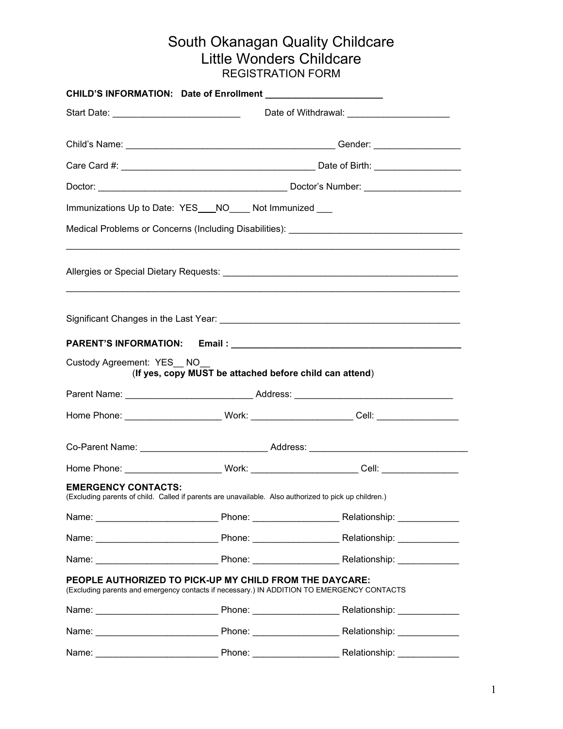# South Okanagan Quality Childcare
# Little Wonders Childcare
## REGISTRATION FORM

**CHILD'S INFORMATION: Date of Enrollment _______________________**

Start Date: _________________________ Date of Withdrawal: ____________________

Child's Name: __________________________________________ Gender: _________________

Care Card #: ______________________________________ Date of Birth: _________________

Doctor: ____________________________________ Doctor's Number: ___________________

Immunizations Up to Date: YES___NO____ Not Immunized ___

Medical Problems or Concerns (Including Disabilities): __________________________________

_______________________________________________________________________________

Allergies or Special Dietary Requests: ______________________________________________

_______________________________________________________________________________

Significant Changes in the Last Year: _______________________________________________

**PARENT'S INFORMATION: Email : _____________________________________________**

Custody Agreement: YES__ NO__
(**If yes, copy MUST be attached before child can attend**)

Parent Name: _________________________ Address: _______________________________

Home Phone: ___________________ Work: ___________________ Cell: ________________

Co-Parent Name: _________________________ Address: _______________________________

Home Phone: ___________________ Work: ____________________ Cell: _______________

**EMERGENCY CONTACTS:**
(Excluding parents of child. Called if parents are unavailable. Also authorized to pick up children.)

Name: ________________________ Phone: _________________ Relationship: ____________

Name: ________________________ Phone: _________________ Relationship: ____________

Name: ________________________ Phone: _________________ Relationship: ____________

**PEOPLE AUTHORIZED TO PICK-UP MY CHILD FROM THE DAYCARE:**
(Excluding parents and emergency contacts if necessary.) IN ADDITION TO EMERGENCY CONTACTS

Name: ________________________ Phone: _________________ Relationship: ____________

Name: ________________________ Phone: _________________ Relationship: ____________

Name: ________________________ Phone: _________________ Relationship: ____________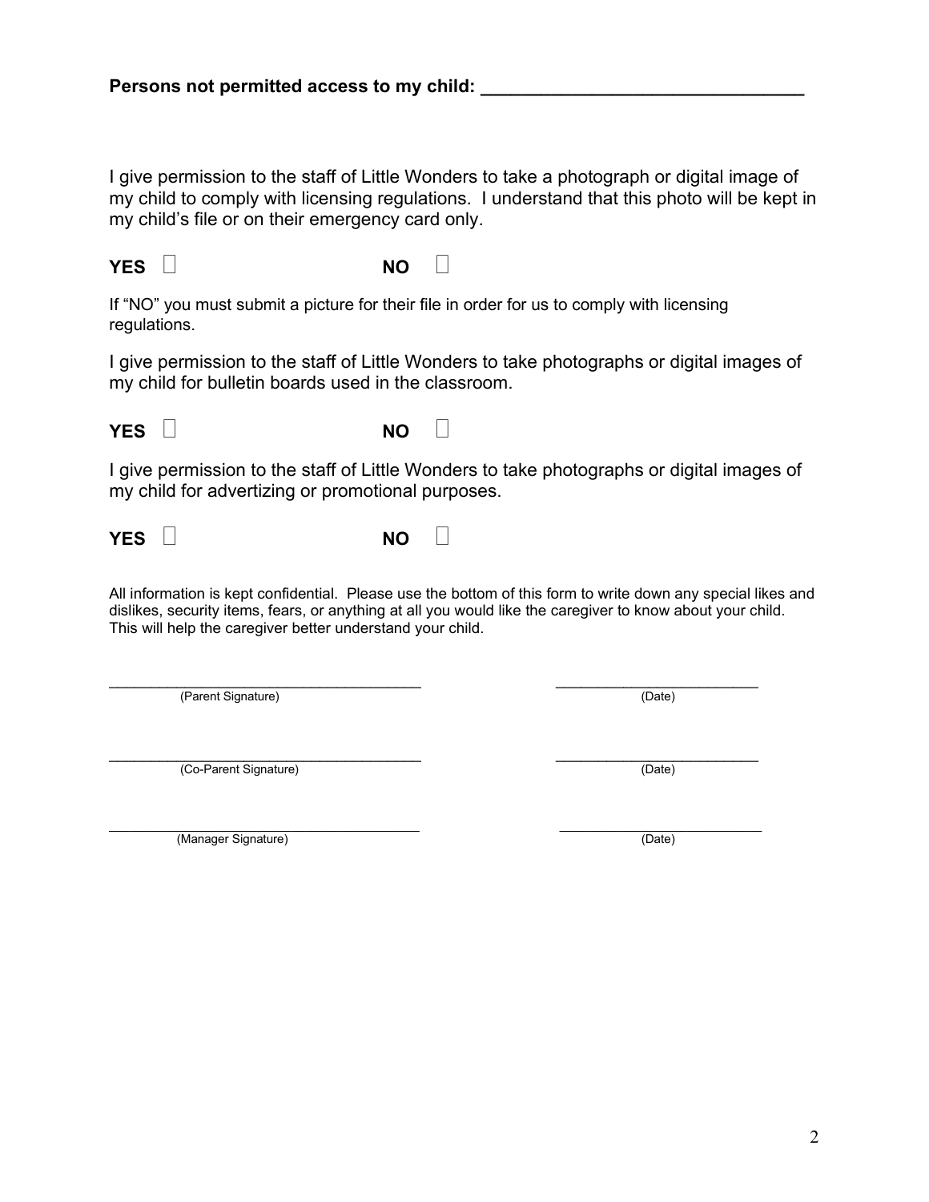**Persons not permitted access to my child: ________________________________**

I give permission to the staff of Little Wonders to take a photograph or digital image of my child to comply with licensing regulations. I understand that this photo will be kept in my child's file or on their emergency card only.

**YES** ☐ **NO** ☐

If "NO" you must submit a picture for their file in order for us to comply with licensing regulations.

I give permission to the staff of Little Wonders to take photographs or digital images of my child for bulletin boards used in the classroom.

**YES** ☐ **NO** ☐

I give permission to the staff of Little Wonders to take photographs or digital images of my child for advertizing or promotional purposes.

**YES** ☐ **NO** ☐

All information is kept confidential. Please use the bottom of this form to write down any special likes and dislikes, security items, fears, or anything at all you would like the caregiver to know about your child. This will help the caregiver better understand your child.

______________________________________ (Parent Signature) ________________________ (Date)

______________________________________ (Co-Parent Signature) ________________________ (Date)

______________________________________ (Manager Signature) ________________________ (Date)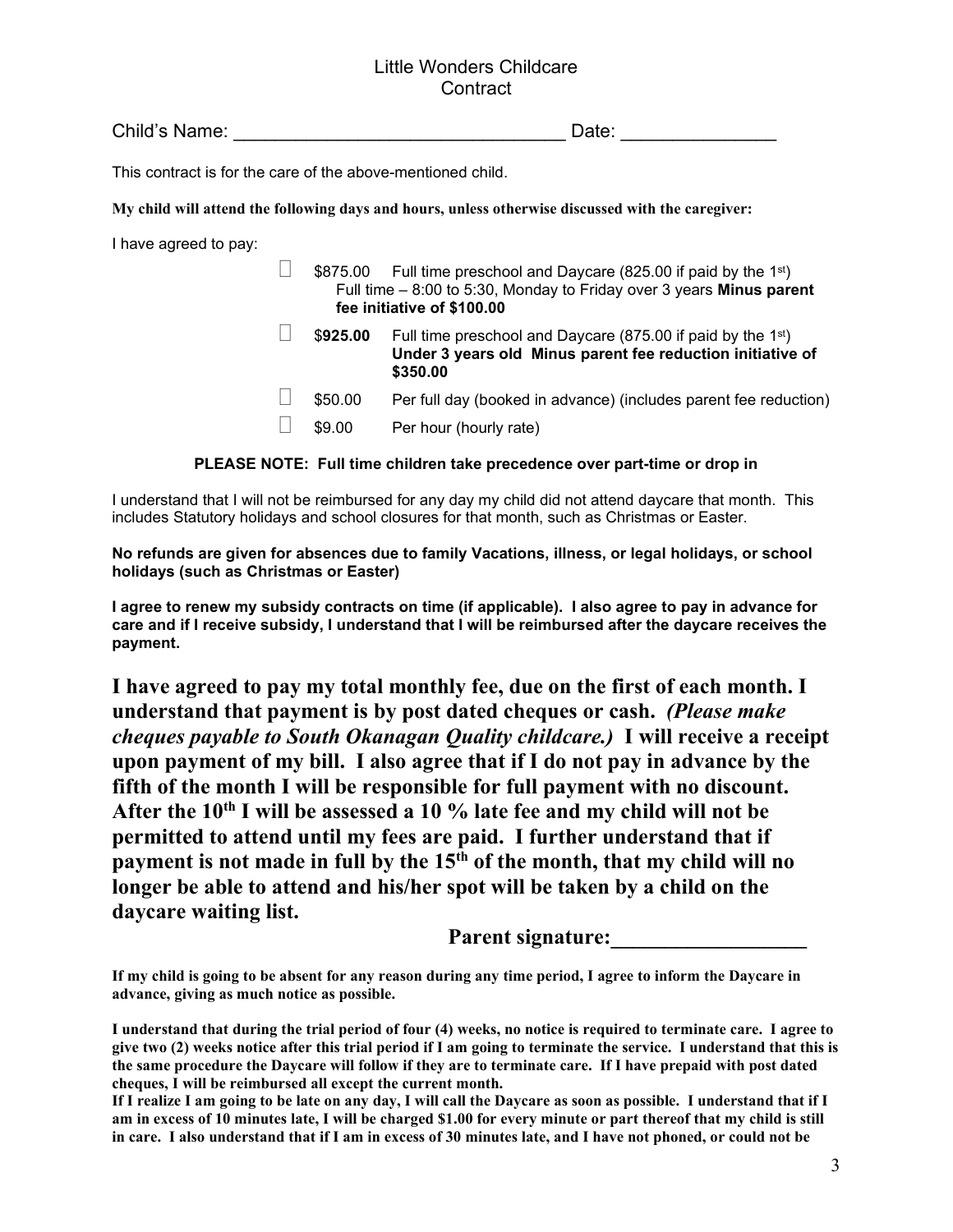# Little Wonders Childcare
# Contract

Child's Name: ________________________________ Date: _______________

This contract is for the care of the above-mentioned child.

**My child will attend the following days and hours, unless otherwise discussed with the caregiver:**

I have agreed to pay:

- ☐ $875.00 Full time preschool and Daycare (825.00 if paid by the 1st)
  Full time – 8:00 to 5:30, Monday to Friday over 3 years **Minus parent fee initiative of $100.00**
- ☐ $**925.00** Full time preschool and Daycare (875.00 if paid by the 1st)
  **Under 3 years old Minus parent fee reduction initiative of $350.00**
- ☐ $50.00 Per full day (booked in advance) (includes parent fee reduction)
- ☐ $9.00 Per hour (hourly rate)

**PLEASE NOTE: Full time children take precedence over part-time or drop in**

I understand that I will not be reimbursed for any day my child did not attend daycare that month. This includes Statutory holidays and school closures for that month, such as Christmas or Easter.

**No refunds are given for absences due to family Vacations, illness, or legal holidays, or school holidays (such as Christmas or Easter)**

**I agree to renew my subsidy contracts on time (if applicable). I also agree to pay in advance for care and if I receive subsidy, I understand that I will be reimbursed after the daycare receives the payment.**

**I have agreed to pay my total monthly fee, due on the first of each month. I understand that payment is by post dated cheques or cash. *(Please make cheques payable to South Okanagan Quality childcare.)* I will receive a receipt upon payment of my bill. I also agree that if I do not pay in advance by the fifth of the month I will be responsible for full payment with no discount. After the 10th I will be assessed a 10 % late fee and my child will not be permitted to attend until my fees are paid. I further understand that if payment is not made in full by the 15th of the month, that my child will no longer be able to attend and his/her spot will be taken by a child on the daycare waiting list.**

**Parent signature:__________________**

**If my child is going to be absent for any reason during any time period, I agree to inform the Daycare in advance, giving as much notice as possible.**

**I understand that during the trial period of four (4) weeks, no notice is required to terminate care. I agree to give two (2) weeks notice after this trial period if I am going to terminate the service. I understand that this is the same procedure the Daycare will follow if they are to terminate care. If I have prepaid with post dated cheques, I will be reimbursed all except the current month.**

**If I realize I am going to be late on any day, I will call the Daycare as soon as possible. I understand that if I am in excess of 10 minutes late, I will be charged $1.00 for every minute or part thereof that my child is still in care. I also understand that if I am in excess of 30 minutes late, and I have not phoned, or could not be**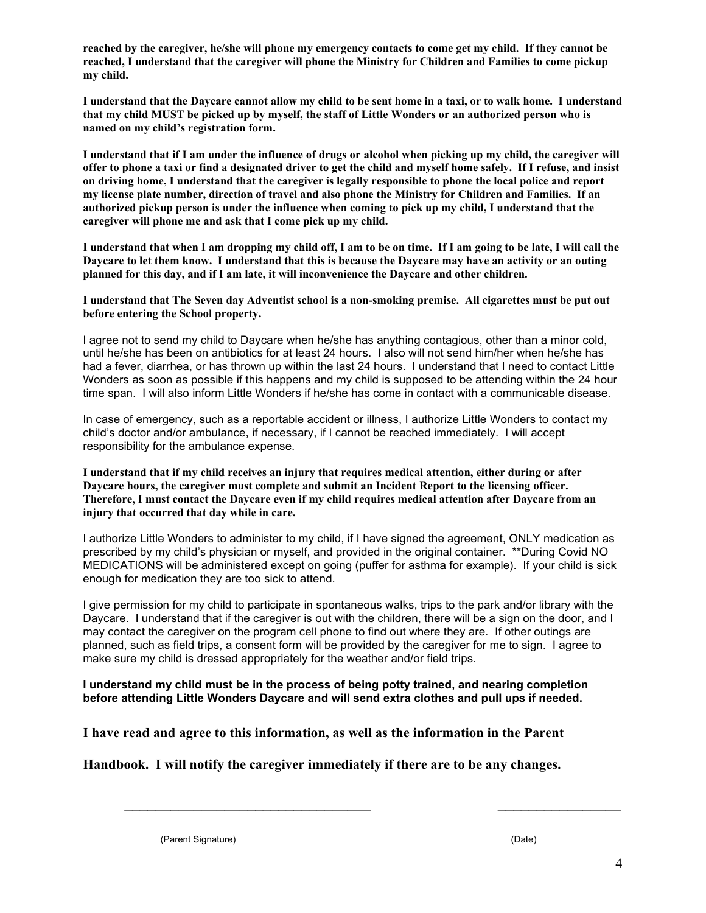**reached by the caregiver, he/she will phone my emergency contacts to come get my child. If they cannot be reached, I understand that the caregiver will phone the Ministry for Children and Families to come pickup my child.**

**I understand that the Daycare cannot allow my child to be sent home in a taxi, or to walk home. I understand that my child MUST be picked up by myself, the staff of Little Wonders or an authorized person who is named on my child's registration form.**

**I understand that if I am under the influence of drugs or alcohol when picking up my child, the caregiver will offer to phone a taxi or find a designated driver to get the child and myself home safely. If I refuse, and insist on driving home, I understand that the caregiver is legally responsible to phone the local police and report my license plate number, direction of travel and also phone the Ministry for Children and Families. If an authorized pickup person is under the influence when coming to pick up my child, I understand that the caregiver will phone me and ask that I come pick up my child.**

**I understand that when I am dropping my child off, I am to be on time. If I am going to be late, I will call the Daycare to let them know. I understand that this is because the Daycare may have an activity or an outing planned for this day, and if I am late, it will inconvenience the Daycare and other children.**

**I understand that The Seven day Adventist school is a non-smoking premise. All cigarettes must be put out before entering the School property.**

I agree not to send my child to Daycare when he/she has anything contagious, other than a minor cold, until he/she has been on antibiotics for at least 24 hours. I also will not send him/her when he/she has had a fever, diarrhea, or has thrown up within the last 24 hours. I understand that I need to contact Little Wonders as soon as possible if this happens and my child is supposed to be attending within the 24 hour time span. I will also inform Little Wonders if he/she has come in contact with a communicable disease.

In case of emergency, such as a reportable accident or illness, I authorize Little Wonders to contact my child's doctor and/or ambulance, if necessary, if I cannot be reached immediately. I will accept responsibility for the ambulance expense.

**I understand that if my child receives an injury that requires medical attention, either during or after Daycare hours, the caregiver must complete and submit an Incident Report to the licensing officer. Therefore, I must contact the Daycare even if my child requires medical attention after Daycare from an injury that occurred that day while in care.**

I authorize Little Wonders to administer to my child, if I have signed the agreement, ONLY medication as prescribed by my child's physician or myself, and provided in the original container. **During Covid NO MEDICATIONS will be administered except on going (puffer for asthma for example). If your child is sick enough for medication they are too sick to attend.

I give permission for my child to participate in spontaneous walks, trips to the park and/or library with the Daycare. I understand that if the caregiver is out with the children, there will be a sign on the door, and I may contact the caregiver on the program cell phone to find out where they are. If other outings are planned, such as field trips, a consent form will be provided by the caregiver for me to sign. I agree to make sure my child is dressed appropriately for the weather and/or field trips.

**I understand my child must be in the process of being potty trained, and nearing completion before attending Little Wonders Daycare and will send extra clothes and pull ups if needed.**

**I have read and agree to this information, as well as the information in the Parent Handbook. I will notify the caregiver immediately if there are to be any changes.**

\_\_\_\_\_\_\_\_\_\_\_\_\_\_\_\_\_\_\_\_\_\_\_\_\_\_\_\_\_\_\_\_\_\_\_\_ \_\_\_\_\_\_\_\_\_\_\_\_\_\_\_\_\_\_\_

(Parent Signature) (Date)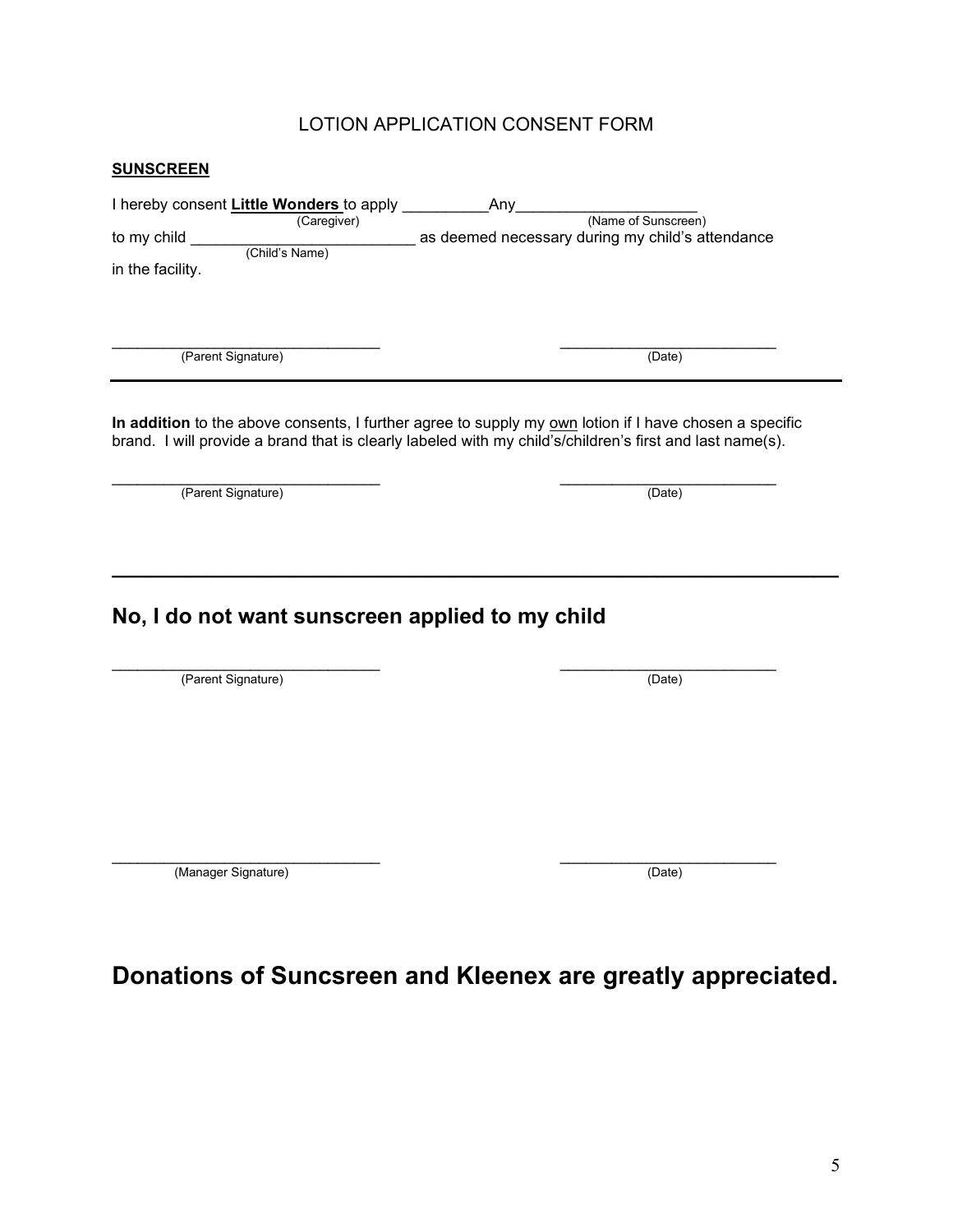# LOTION APPLICATION CONSENT FORM

**SUNSCREEN**

I hereby consent **Little Wonders** to apply __________Any_____________________
(Caregiver) (Name of Sunscreen)
to my child __________________________ as deemed necessary during my child's attendance
(Child's Name)
in the facility.

_______________________________ _________________________
(Parent Signature) (Date)

---

**In addition** to the above consents, I further agree to supply my own lotion if I have chosen a specific brand. I will provide a brand that is clearly labeled with my child's/children's first and last name(s).

_______________________________ _________________________
(Parent Signature) (Date)

---

## No, I do not want sunscreen applied to my child

_______________________________ _________________________
(Parent Signature) (Date)

_______________________________ _________________________
(Manager Signature) (Date)

# Donations of Suncsreen and Kleenex are greatly appreciated.